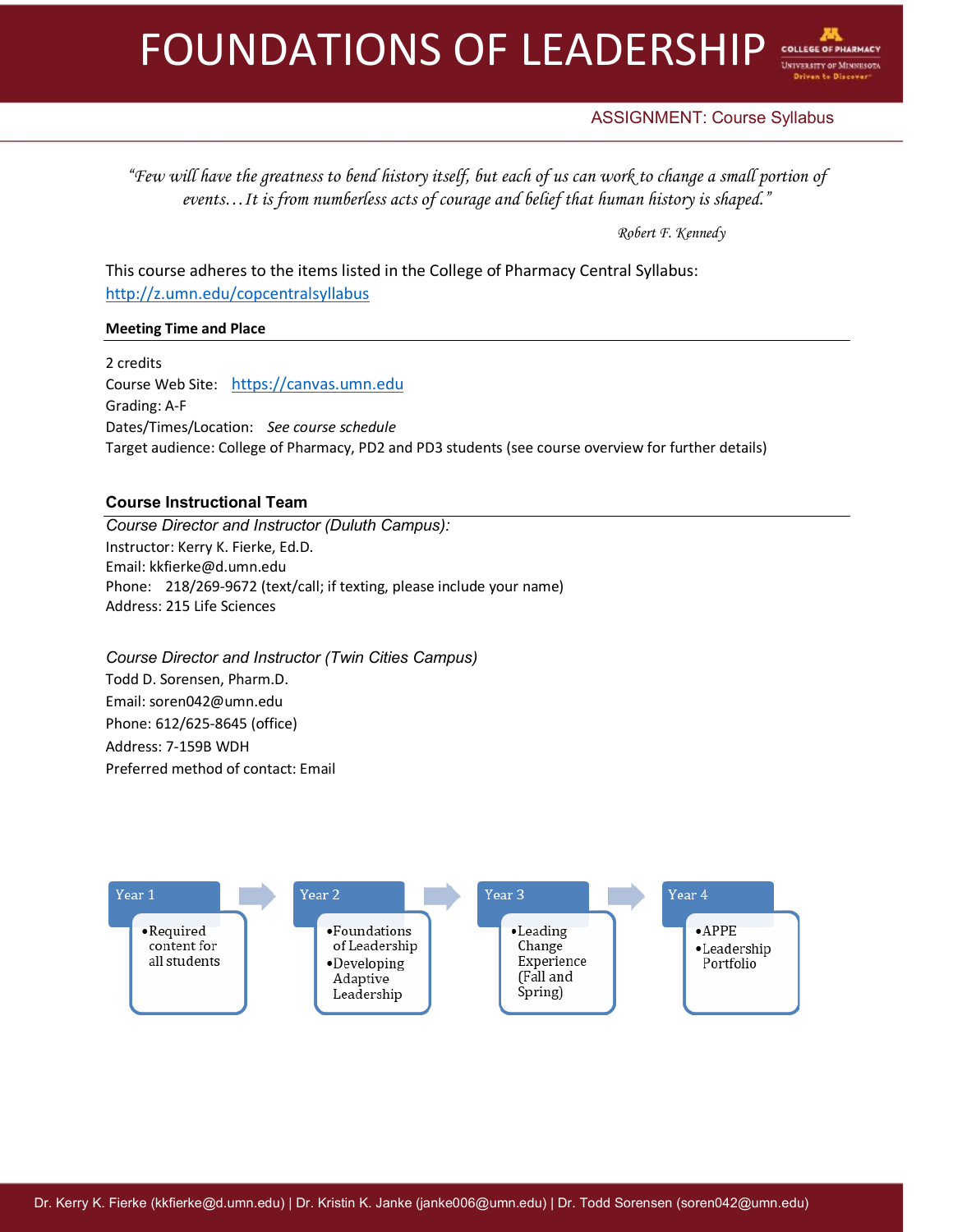# FOUNDATIONS OF LEADERSHIP

ASSIGNMENT: Course Syllabus

*"Few will have the greatness to bend history itself, but each of us can work to change a small portion of events…It is from numberless acts of courage and belief that human history is shaped."*

*Robert F. Kennedy*

This course adheres to the items listed in the College of Pharmacy Central Syllabus: http://z.umn.edu/copcentralsyllabus

**Meeting Time and Place**

2 credits
Course Web Site: https://canvas.umn.edu
Grading: A-F
Dates/Times/Location: *See course schedule*
Target audience: College of Pharmacy, PD2 and PD3 students (see course overview for further details)

## Course Instructional Team

*Course Director and Instructor (Duluth Campus):*
Instructor: Kerry K. Fierke, Ed.D.
Email: kkfierke@d.umn.edu
Phone: 218/269-9672 (text/call; if texting, please include your name)
Address: 215 Life Sciences

*Course Director and Instructor (Twin Cities Campus)*
Todd D. Sorensen, Pharm.D.
Email: soren042@umn.edu
Phone: 612/625-8645 (office)
Address: 7-159B WDH
Preferred method of contact: Email

- **Year 1**
  - Required content for all students
- **Year 2**
  - Foundations of Leadership
  - Developing Adaptive Leadership
- **Year 3**
  - Leading Change Experience (Fall and Spring)
- **Year 4**
  - APPE
  - Leadership Portfolio

Dr. Kerry K. Fierke (kkfierke@d.umn.edu) | Dr. Kristin K. Janke (janke006@umn.edu) | Dr. Todd Sorensen (soren042@umn.edu)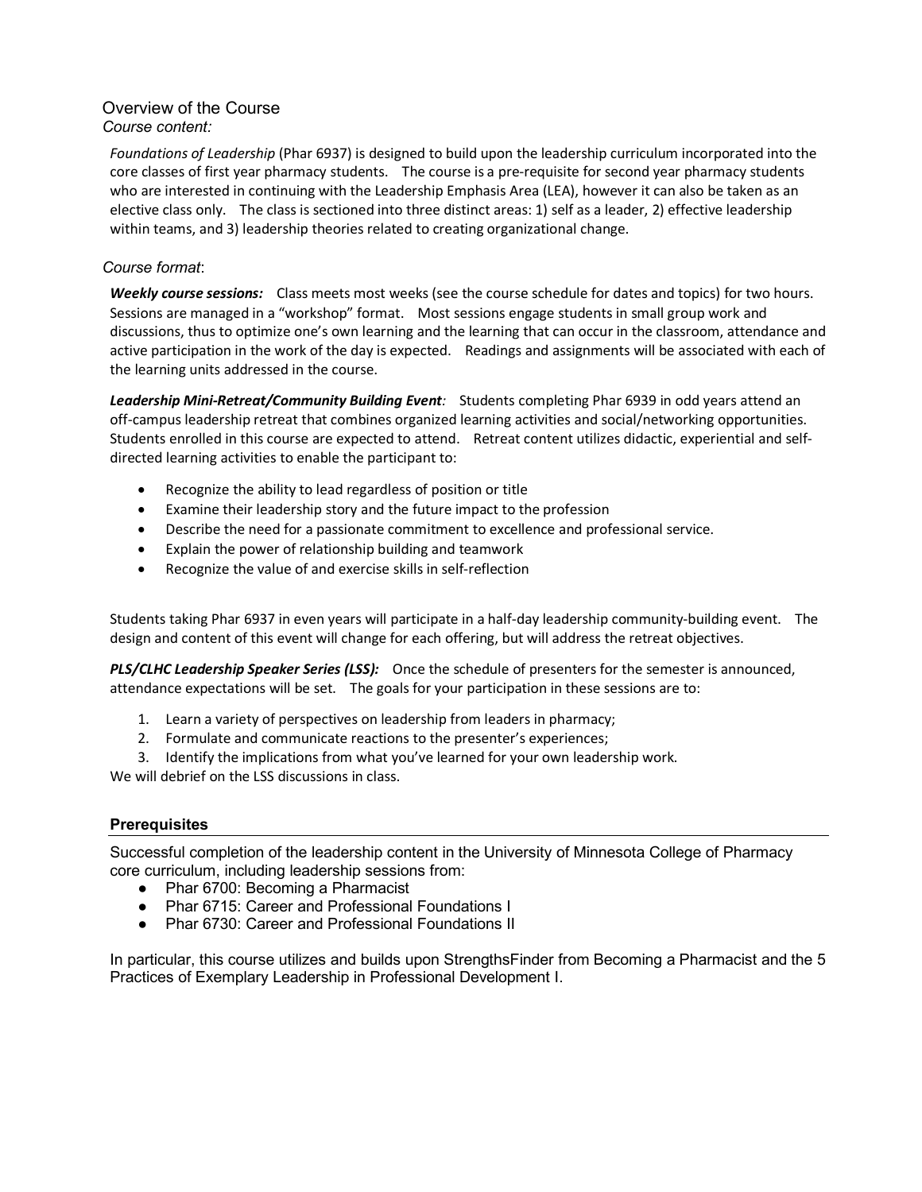## Overview of the Course

*Course content:*

*Foundations of Leadership* (Phar 6937) is designed to build upon the leadership curriculum incorporated into the core classes of first year pharmacy students. The course is a pre-requisite for second year pharmacy students who are interested in continuing with the Leadership Emphasis Area (LEA), however it can also be taken as an elective class only. The class is sectioned into three distinct areas: 1) self as a leader, 2) effective leadership within teams, and 3) leadership theories related to creating organizational change.

*Course format*:

***Weekly course sessions:*** Class meets most weeks (see the course schedule for dates and topics) for two hours. Sessions are managed in a "workshop" format. Most sessions engage students in small group work and discussions, thus to optimize one's own learning and the learning that can occur in the classroom, attendance and active participation in the work of the day is expected. Readings and assignments will be associated with each of the learning units addressed in the course.

***Leadership Mini-Retreat/Community Building Event**:* Students completing Phar 6939 in odd years attend an off-campus leadership retreat that combines organized learning activities and social/networking opportunities. Students enrolled in this course are expected to attend. Retreat content utilizes didactic, experiential and self-directed learning activities to enable the participant to:

- Recognize the ability to lead regardless of position or title
- Examine their leadership story and the future impact to the profession
- Describe the need for a passionate commitment to excellence and professional service.
- Explain the power of relationship building and teamwork
- Recognize the value of and exercise skills in self-reflection

Students taking Phar 6937 in even years will participate in a half-day leadership community-building event. The design and content of this event will change for each offering, but will address the retreat objectives.

***PLS/CLHC Leadership Speaker Series (LSS):*** Once the schedule of presenters for the semester is announced, attendance expectations will be set. The goals for your participation in these sessions are to:

1. Learn a variety of perspectives on leadership from leaders in pharmacy;
2. Formulate and communicate reactions to the presenter's experiences;
3. Identify the implications from what you've learned for your own leadership work.

We will debrief on the LSS discussions in class.

### Prerequisites

Successful completion of the leadership content in the University of Minnesota College of Pharmacy core curriculum, including leadership sessions from:

- Phar 6700: Becoming a Pharmacist
- Phar 6715: Career and Professional Foundations I
- Phar 6730: Career and Professional Foundations II

In particular, this course utilizes and builds upon StrengthsFinder from Becoming a Pharmacist and the 5 Practices of Exemplary Leadership in Professional Development I.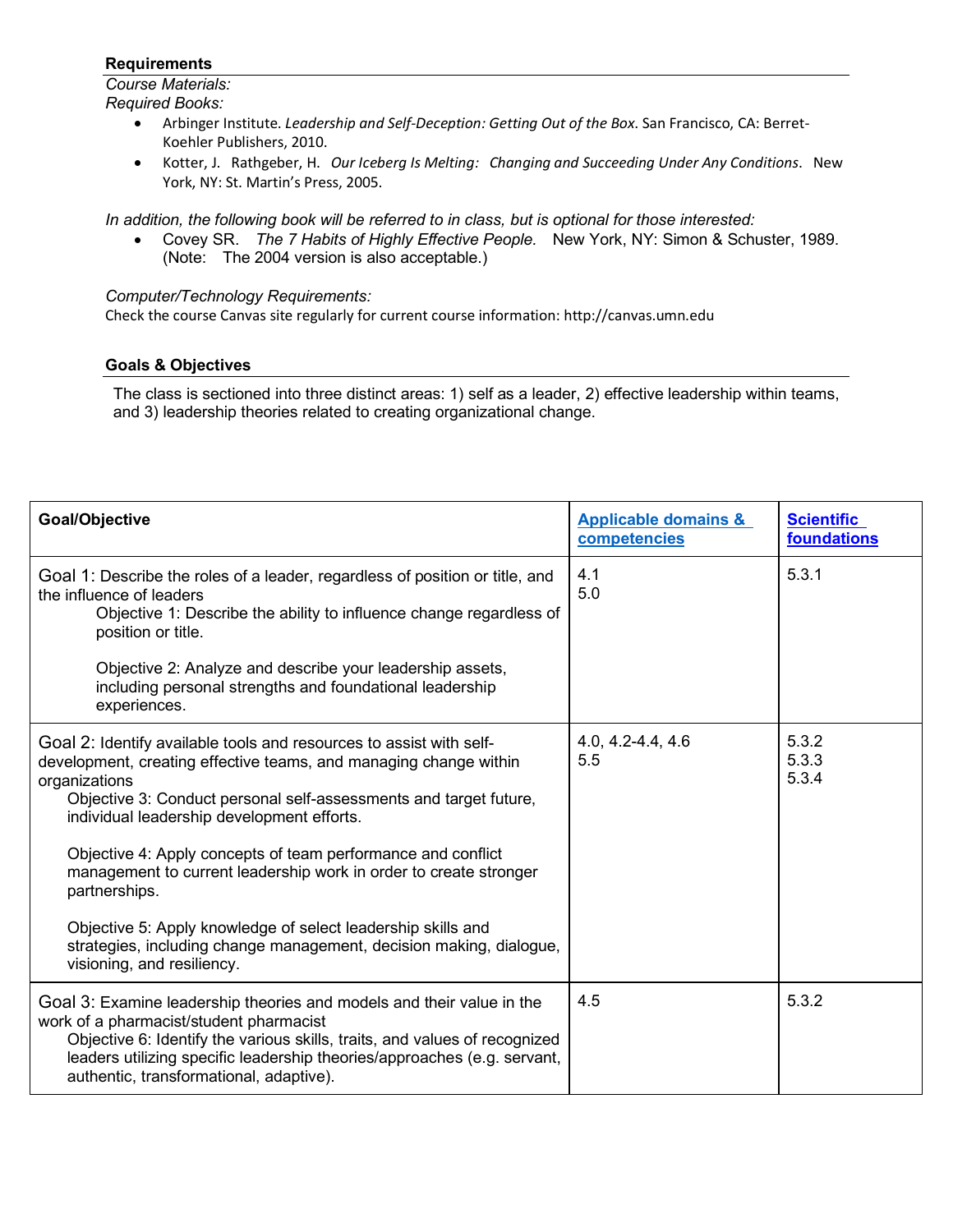## Requirements

*Course Materials:*

*Required Books:*

- Arbinger Institute. *Leadership and Self-Deception: Getting Out of the Box*. San Francisco, CA: Berrett-Koehler Publishers, 2010.
- Kotter, J. Rathgeber, H. *Our Iceberg Is Melting: Changing and Succeeding Under Any Conditions*. New York, NY: St. Martin's Press, 2005.

*In addition, the following book will be referred to in class, but is optional for those interested:*

- Covey SR. *The 7 Habits of Highly Effective People.* New York, NY: Simon & Schuster, 1989. (Note: The 2004 version is also acceptable.)

*Computer/Technology Requirements:*

Check the course Canvas site regularly for current course information: http://canvas.umn.edu

## Goals & Objectives

The class is sectioned into three distinct areas: 1) self as a leader, 2) effective leadership within teams, and 3) leadership theories related to creating organizational change.

| **Goal/Objective** | **Applicable domains & competencies** | **Scientific foundations** |
|---|---|---|
| Goal 1: Describe the roles of a leader, regardless of position or title, and the influence of leaders<br>Objective 1: Describe the ability to influence change regardless of position or title.<br><br>Objective 2: Analyze and describe your leadership assets, including personal strengths and foundational leadership experiences. | 4.1<br>5.0 | 5.3.1 |
| Goal 2: Identify available tools and resources to assist with self-development, creating effective teams, and managing change within organizations<br>Objective 3: Conduct personal self-assessments and target future, individual leadership development efforts.<br><br>Objective 4: Apply concepts of team performance and conflict management to current leadership work in order to create stronger partnerships.<br><br>Objective 5: Apply knowledge of select leadership skills and strategies, including change management, decision making, dialogue, visioning, and resiliency. | 4.0, 4.2-4.4, 4.6<br>5.5 | 5.3.2<br>5.3.3<br>5.3.4 |
| Goal 3: Examine leadership theories and models and their value in the work of a pharmacist/student pharmacist<br>Objective 6: Identify the various skills, traits, and values of recognized leaders utilizing specific leadership theories/approaches (e.g. servant, authentic, transformational, adaptive). | 4.5 | 5.3.2 |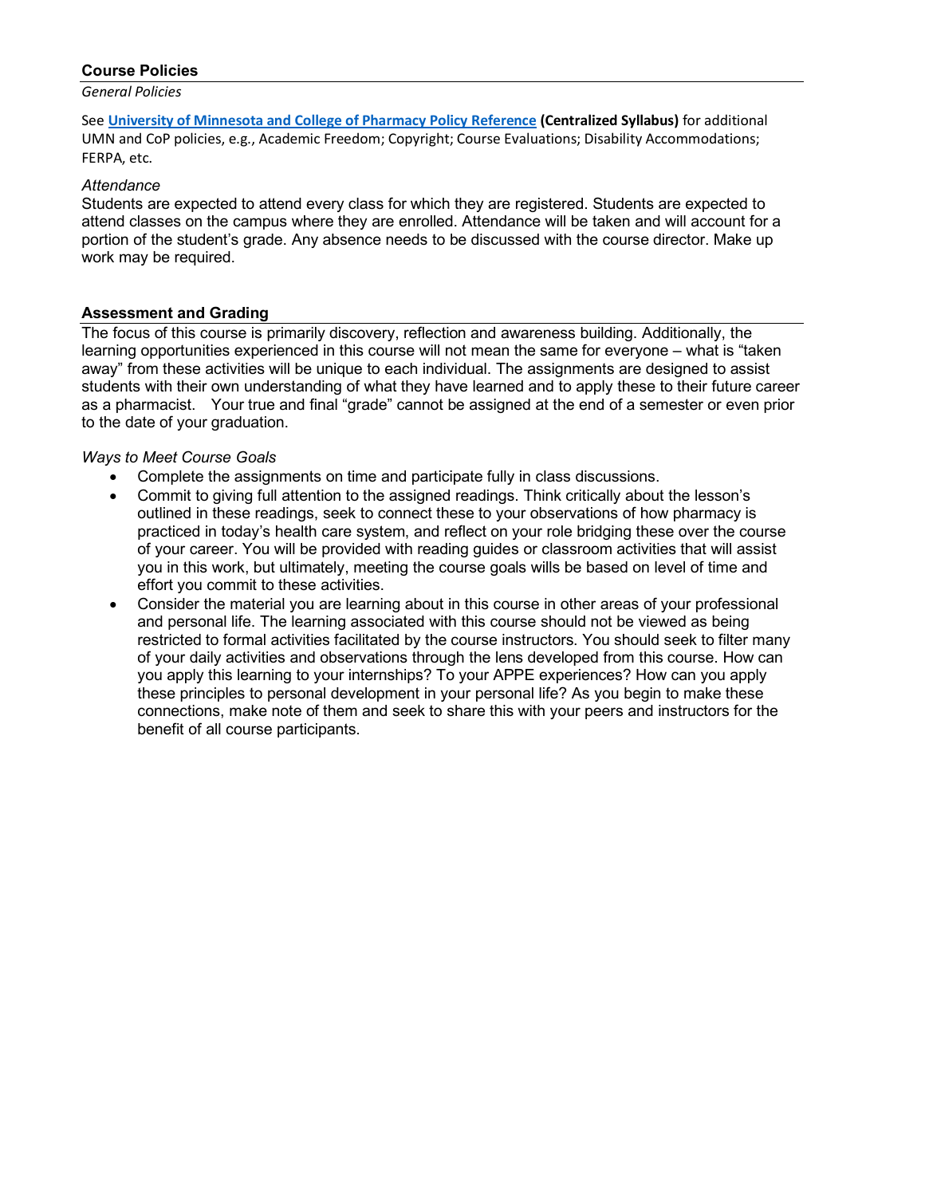## Course Policies

*General Policies*

See **[University of Minnesota and College of Pharmacy Policy Reference](#) (Centralized Syllabus)** for additional UMN and CoP policies, e.g., Academic Freedom; Copyright; Course Evaluations; Disability Accommodations; FERPA, etc.

*Attendance*

Students are expected to attend every class for which they are registered. Students are expected to attend classes on the campus where they are enrolled. Attendance will be taken and will account for a portion of the student's grade. Any absence needs to be discussed with the course director. Make up work may be required.

## Assessment and Grading

The focus of this course is primarily discovery, reflection and awareness building. Additionally, the learning opportunities experienced in this course will not mean the same for everyone – what is "taken away" from these activities will be unique to each individual. The assignments are designed to assist students with their own understanding of what they have learned and to apply these to their future career as a pharmacist. Your true and final "grade" cannot be assigned at the end of a semester or even prior to the date of your graduation.

*Ways to Meet Course Goals*

- Complete the assignments on time and participate fully in class discussions.
- Commit to giving full attention to the assigned readings. Think critically about the lesson's outlined in these readings, seek to connect these to your observations of how pharmacy is practiced in today's health care system, and reflect on your role bridging these over the course of your career. You will be provided with reading guides or classroom activities that will assist you in this work, but ultimately, meeting the course goals wills be based on level of time and effort you commit to these activities.
- Consider the material you are learning about in this course in other areas of your professional and personal life. The learning associated with this course should not be viewed as being restricted to formal activities facilitated by the course instructors. You should seek to filter many of your daily activities and observations through the lens developed from this course. How can you apply this learning to your internships? To your APPE experiences? How can you apply these principles to personal development in your personal life? As you begin to make these connections, make note of them and seek to share this with your peers and instructors for the benefit of all course participants.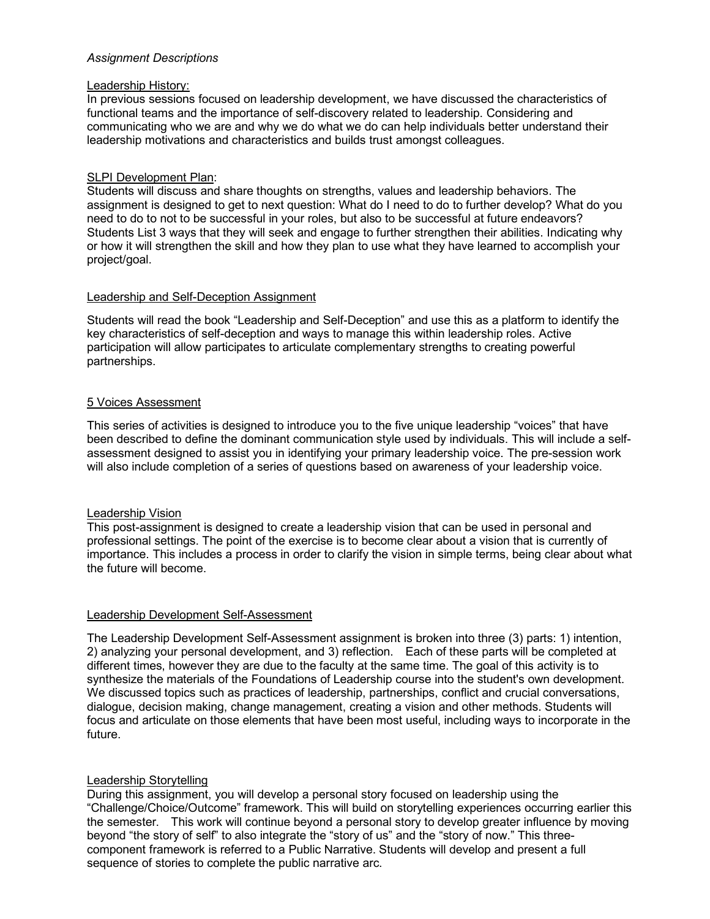*Assignment Descriptions*

Leadership History:

In previous sessions focused on leadership development, we have discussed the characteristics of functional teams and the importance of self-discovery related to leadership. Considering and communicating who we are and why we do what we do can help individuals better understand their leadership motivations and characteristics and builds trust amongst colleagues.

SLPI Development Plan:

Students will discuss and share thoughts on strengths, values and leadership behaviors. The assignment is designed to get to next question: What do I need to do to further develop? What do you need to do to not to be successful in your roles, but also to be successful at future endeavors? Students List 3 ways that they will seek and engage to further strengthen their abilities. Indicating why or how it will strengthen the skill and how they plan to use what they have learned to accomplish your project/goal.

Leadership and Self-Deception Assignment

Students will read the book "Leadership and Self-Deception" and use this as a platform to identify the key characteristics of self-deception and ways to manage this within leadership roles. Active participation will allow participates to articulate complementary strengths to creating powerful partnerships.

5 Voices Assessment

This series of activities is designed to introduce you to the five unique leadership "voices" that have been described to define the dominant communication style used by individuals. This will include a self-assessment designed to assist you in identifying your primary leadership voice. The pre-session work will also include completion of a series of questions based on awareness of your leadership voice.

Leadership Vision

This post-assignment is designed to create a leadership vision that can be used in personal and professional settings. The point of the exercise is to become clear about a vision that is currently of importance. This includes a process in order to clarify the vision in simple terms, being clear about what the future will become.

Leadership Development Self-Assessment

The Leadership Development Self-Assessment assignment is broken into three (3) parts: 1) intention, 2) analyzing your personal development, and 3) reflection. Each of these parts will be completed at different times, however they are due to the faculty at the same time. The goal of this activity is to synthesize the materials of the Foundations of Leadership course into the student's own development. We discussed topics such as practices of leadership, partnerships, conflict and crucial conversations, dialogue, decision making, change management, creating a vision and other methods. Students will focus and articulate on those elements that have been most useful, including ways to incorporate in the future.

Leadership Storytelling

During this assignment, you will develop a personal story focused on leadership using the "Challenge/Choice/Outcome" framework. This will build on storytelling experiences occurring earlier this the semester. This work will continue beyond a personal story to develop greater influence by moving beyond "the story of self" to also integrate the "story of us" and the "story of now." This three-component framework is referred to a Public Narrative. Students will develop and present a full sequence of stories to complete the public narrative arc.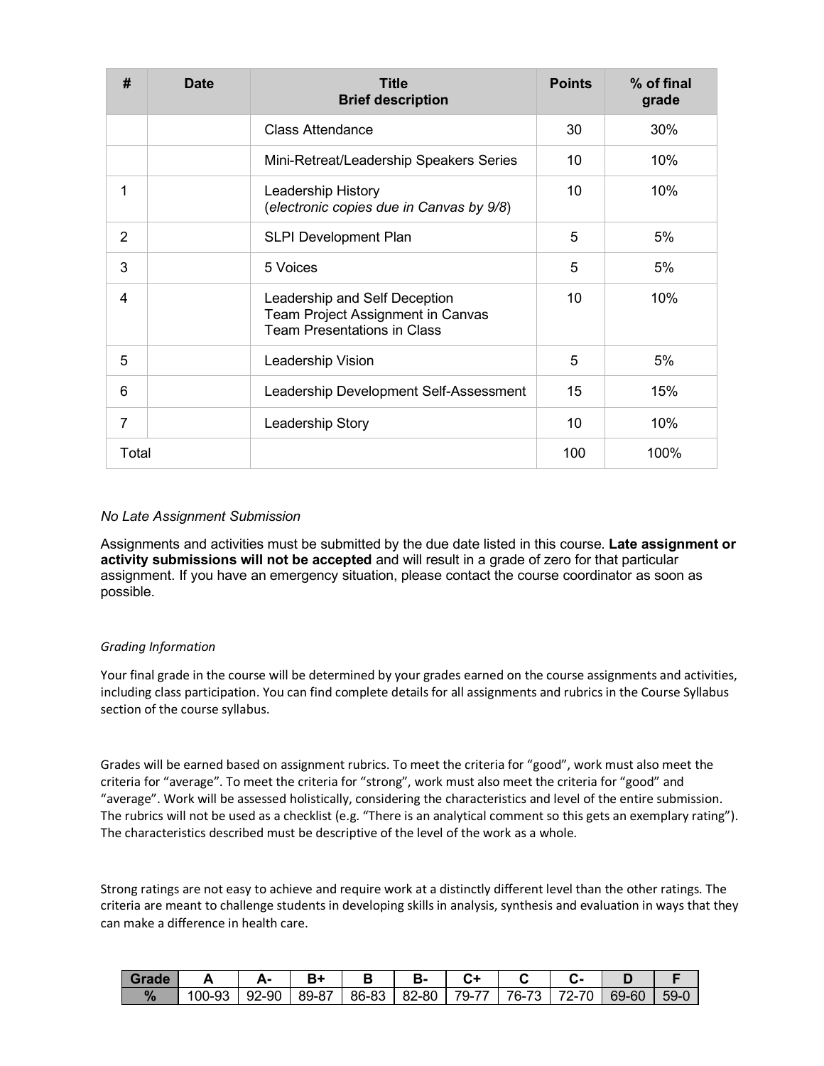| # | Date | Title<br>Brief description | Points | % of final grade |
|---|---|---|---|---|
| | | Class Attendance | 30 | 30% |
| | | Mini-Retreat/Leadership Speakers Series | 10 | 10% |
| 1 | | Leadership History<br>(*electronic copies due in Canvas by 9/8*) | 10 | 10% |
| 2 | | SLPI Development Plan | 5 | 5% |
| 3 | | 5 Voices | 5 | 5% |
| 4 | | Leadership and Self Deception<br>Team Project Assignment in Canvas<br>Team Presentations in Class | 10 | 10% |
| 5 | | Leadership Vision | 5 | 5% |
| 6 | | Leadership Development Self-Assessment | 15 | 15% |
| 7 | | Leadership Story | 10 | 10% |
| Total | | | 100 | 100% |

*No Late Assignment Submission*

Assignments and activities must be submitted by the due date listed in this course. **Late assignment or activity submissions will not be accepted** and will result in a grade of zero for that particular assignment. If you have an emergency situation, please contact the course coordinator as soon as possible.

*Grading Information*

Your final grade in the course will be determined by your grades earned on the course assignments and activities, including class participation. You can find complete details for all assignments and rubrics in the Course Syllabus section of the course syllabus.

Grades will be earned based on assignment rubrics. To meet the criteria for "good", work must also meet the criteria for "average". To meet the criteria for "strong", work must also meet the criteria for "good" and "average". Work will be assessed holistically, considering the characteristics and level of the entire submission. The rubrics will not be used as a checklist (e.g. "There is an analytical comment so this gets an exemplary rating"). The characteristics described must be descriptive of the level of the work as a whole.

Strong ratings are not easy to achieve and require work at a distinctly different level than the other ratings. The criteria are meant to challenge students in developing skills in analysis, synthesis and evaluation in ways that they can make a difference in health care.

| Grade | A | A- | B+ | B | B- | C+ | C | C- | D | F |
|---|---|---|---|---|---|---|---|---|---|---|
| % | 100-93 | 92-90 | 89-87 | 86-83 | 82-80 | 79-77 | 76-73 | 72-70 | 69-60 | 59-0 |